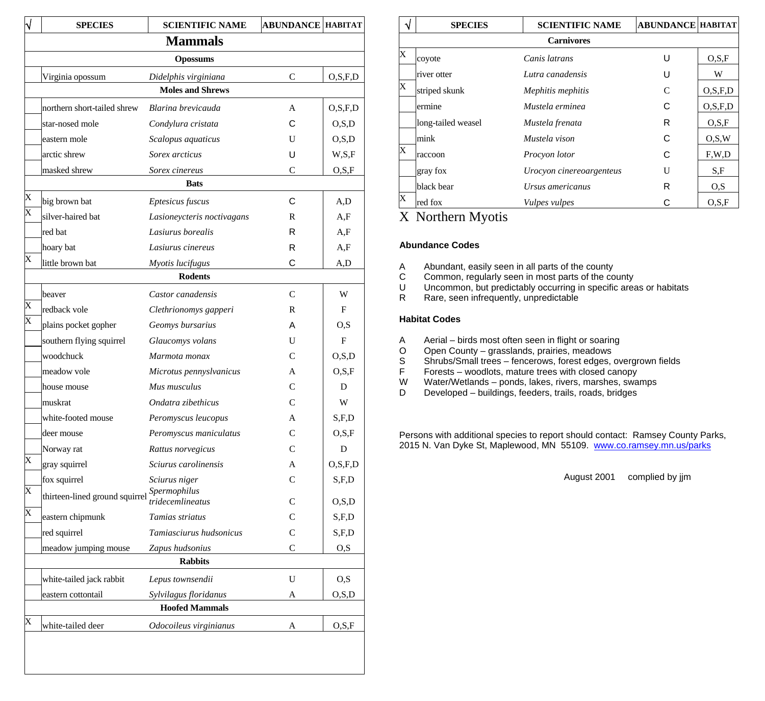| √ | SPECIES | SCIENTIFIC NAME | ABUNDANCE | HABITAT |
|---|---|---|---|---|
| **Mammals** | | | | |
| **Opossums** | | | | |
| | Virginia opossum | *Didelphis virginiana* | C | O,S,F,D |
| **Moles and Shrews** | | | | |
| | northern short-tailed shrew | *Blarina brevicauda* | A | O,S,F,D |
| | star-nosed mole | *Condylura cristata* | C | O,S,D |
| | eastern mole | *Scalopus aquaticus* | U | O,S,D |
| | arctic shrew | *Sorex arcticus* | U | W,S,F |
| | masked shrew | *Sorex cinereus* | C | O,S,F |
| **Bats** | | | | |
| X | big brown bat | *Eptesicus fuscus* | C | A,D |
| X | silver-haired bat | *Lasioneycteris noctivagans* | R | A,F |
| | red bat | *Lasiurus borealis* | R | A,F |
| | hoary bat | *Lasiurus cinereus* | R | A,F |
| X | little brown bat | *Myotis lucifugus* | C | A,D |
| **Rodents** | | | | |
| | beaver | *Castor canadensis* | C | W |
| X | redback vole | *Clethrionomys gapperi* | R | F |
| X | plains pocket gopher | *Geomys bursarius* | A | O,S |
| | southern flying squirrel | *Glaucomys volans* | U | F |
| | woodchuck | *Marmota monax* | C | O,S,D |
| | meadow vole | *Microtus pennyslvanicus* | A | O,S,F |
| | house mouse | *Mus musculus* | C | D |
| | muskrat | *Ondatra zibethicus* | C | W |
| | white-footed mouse | *Peromyscus leucopus* | A | S,F,D |
| | deer mouse | *Peromyscus maniculatus* | C | O,S,F |
| | Norway rat | *Rattus norvegicus* | C | D |
| X | gray squirrel | *Sciurus carolinensis* | A | O,S,F,D |
| | fox squirrel | *Sciurus niger* | C | S,F,D |
| X | thirteen-lined ground squirrel | *Spermophilus tridecemlineatus* | C | O,S,D |
| X | eastern chipmunk | *Tamias striatus* | C | S,F,D |
| | red squirrel | *Tamiasciurus hudsonicus* | C | S,F,D |
| | meadow jumping mouse | *Zapus hudsonius* | C | O,S |
| **Rabbits** | | | | |
| | white-tailed jack rabbit | *Lepus townsendii* | U | O,S |
| | eastern cottontail | *Sylvilagus floridanus* | A | O,S,D |
| **Hoofed Mammals** | | | | |
| X | white-tailed deer | *Odocoileus virginianus* | A | O,S,F |
| **Carnivores** | | | | |
| X | coyote | *Canis latrans* | U | O,S,F |
| | river otter | *Lutra canadensis* | U | W |
| X | striped skunk | *Mephitis mephitis* | C | O,S,F,D |
| | ermine | *Mustela erminea* | C | O,S,F,D |
| | long-tailed weasel | *Mustela frenata* | R | O,S,F |
| | mink | *Mustela vison* | C | O,S,W |
| X | raccoon | *Procyon lotor* | C | F,W,D |
| | gray fox | *Urocyon cinereoargenteus* | U | S,F |
| | black bear | *Ursus americanus* | R | O,S |
| X | red fox | *Vulpes vulpes* | C | O,S,F |

X Northern Myotis

**Abundance Codes**

A Abundant, easily seen in all parts of the county
C Common, regularly seen in most parts of the county
U Uncommon, but predictably occurring in specific areas or habitats
R Rare, seen infrequently, unpredictable

**Habitat Codes**

A Aerial – birds most often seen in flight or soaring
O Open County – grasslands, prairies, meadows
S Shrubs/Small trees – fencerows, forest edges, overgrown fields
F Forests – woodlots, mature trees with closed canopy
W Water/Wetlands – ponds, lakes, rivers, marshes, swamps
D Developed – buildings, feeders, trails, roads, bridges

Persons with additional species to report should contact: Ramsey County Parks, 2015 N. Van Dyke St, Maplewood, MN 55109. www.co.ramsey.mn.us/parks

August 2001 complied by jjm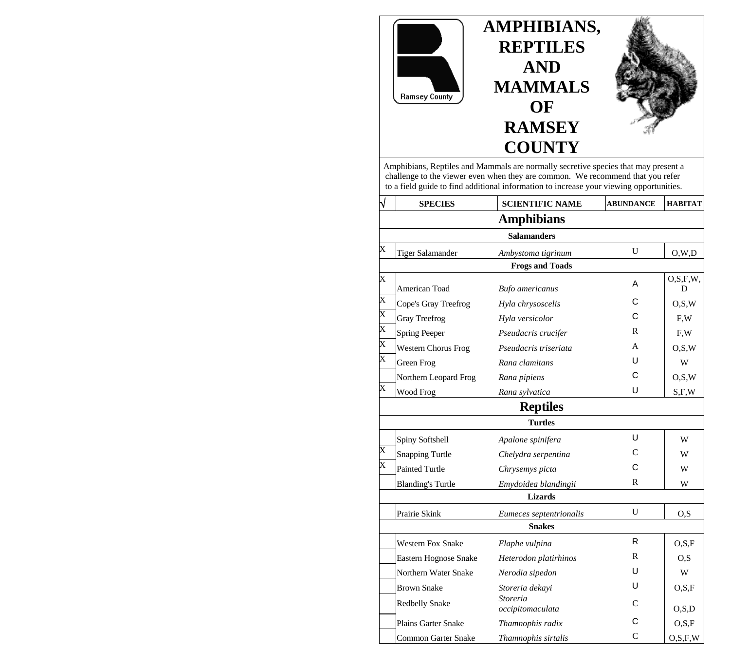# AMPHIBIANS, REPTILES AND MAMMALS OF RAMSEY COUNTY

Ramsey County

Amphibians, Reptiles and Mammals are normally secretive species that may present a challenge to the viewer even when they are common. We recommend that you refer to a field guide to find additional information to increase your viewing opportunities.

| √ | SPECIES | SCIENTIFIC NAME | ABUNDANCE | HABITAT |
|---|---|---|---|---|
| | **Amphibians** | | | |
| | **Salamanders** | | | |
| X | Tiger Salamander | *Ambystoma tigrinum* | U | O,W,D |
| | **Frogs and Toads** | | | |
| X | American Toad | *Bufo americanus* | A | O,S,F,W,D |
| X | Cope's Gray Treefrog | *Hyla chrysoscelis* | C | O,S,W |
| X | Gray Treefrog | *Hyla versicolor* | C | F,W |
| X | Spring Peeper | *Pseudacris crucifer* | R | F,W |
| X | Western Chorus Frog | *Pseudacris triseriata* | A | O,S,W |
| X | Green Frog | *Rana clamitans* | U | W |
| | Northern Leopard Frog | *Rana pipiens* | C | O,S,W |
| X | Wood Frog | *Rana sylvatica* | U | S,F,W |
| | **Reptiles** | | | |
| | **Turtles** | | | |
| | Spiny Softshell | *Apalone spinifera* | U | W |
| X | Snapping Turtle | *Chelydra serpentina* | C | W |
| X | Painted Turtle | *Chrysemys picta* | C | W |
| | Blanding's Turtle | *Emydoidea blandingii* | R | W |
| | **Lizards** | | | |
| | Prairie Skink | *Eumeces septentrionalis* | U | O,S |
| | **Snakes** | | | |
| | Western Fox Snake | *Elaphe vulpina* | R | O,S,F |
| | Eastern Hognose Snake | *Heterodon platirhinos* | R | O,S |
| | Northern Water Snake | *Nerodia sipedon* | U | W |
| | Brown Snake | *Storeria dekayi* | U | O,S,F |
| | Redbelly Snake | *Storeria occipitomaculata* | C | O,S,D |
| | Plains Garter Snake | *Thamnophis radix* | C | O,S,F |
| | Common Garter Snake | *Thamnophis sirtalis* | C | O,S,F,W |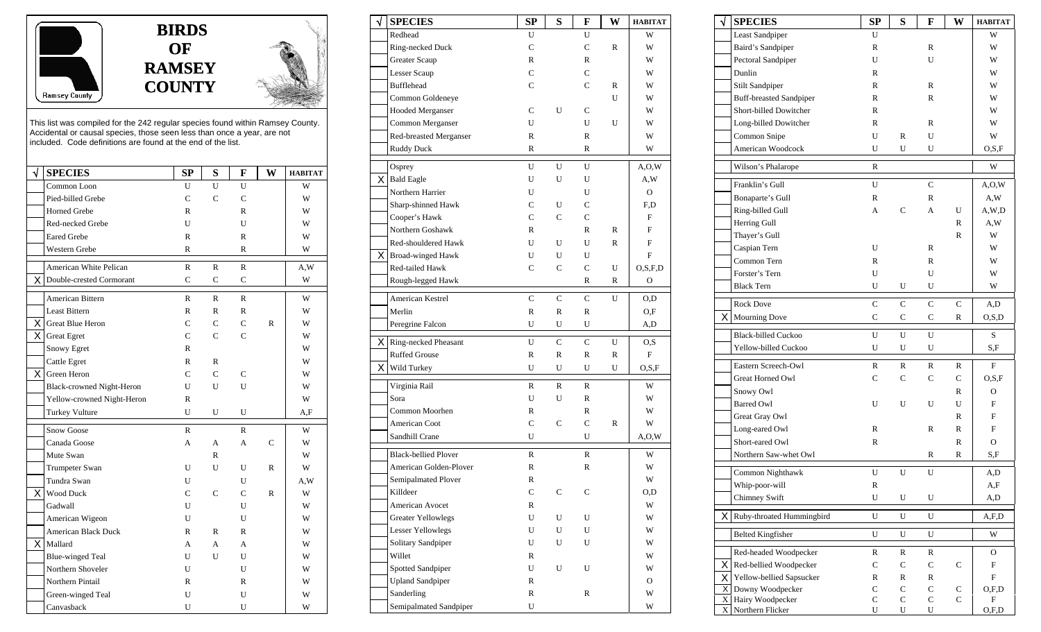# BIRDS OF RAMSEY COUNTY

Ramsey County

This list was compiled for the 242 regular species found within Ramsey County. Accidental or causal species, those seen less than once a year, are not included. Code definitions are found at the end of the list.

| √ | SPECIES | SP | S | F | W | HABITAT |
|---|---|---|---|---|---|---|
| | Common Loon | U | U | U | | W |
| | Pied-billed Grebe | C | C | C | | W |
| | Horned Grebe | R | | R | | W |
| | Red-necked Grebe | U | | U | | W |
| | Eared Grebe | R | | R | | W |
| | Western Grebe | R | | R | | W |
| | American White Pelican | R | R | R | | A,W |
| X | Double-crested Cormorant | C | C | C | | W |
| | American Bittern | R | R | R | | W |
| | Least Bittern | R | R | R | | W |
| X | Great Blue Heron | C | C | C | R | W |
| X | Great Egret | C | C | C | | W |
| | Snowy Egret | R | | | | W |
| | Cattle Egret | R | R | | | W |
| X | Green Heron | C | C | C | | W |
| | Black-crowned Night-Heron | U | U | U | | W |
| | Yellow-crowned Night-Heron | R | | | | W |
| | Turkey Vulture | U | U | U | | A,F |
| | Snow Goose | R | | R | | W |
| | Canada Goose | A | A | A | C | W |
| | Mute Swan | | R | | | W |
| | Trumpeter Swan | U | U | U | R | W |
| | Tundra Swan | U | | U | | A,W |
| X | Wood Duck | C | C | C | R | W |
| | Gadwall | U | | U | | W |
| | American Wigeon | U | | U | | W |
| | American Black Duck | R | R | R | | W |
| X | Mallard | A | A | A | | W |
| | Blue-winged Teal | U | U | U | | W |
| | Northern Shoveler | U | | U | | W |
| | Northern Pintail | R | | R | | W |
| | Green-winged Teal | U | | U | | W |
| | Canvasback | U | | U | | W |
| | Redhead | U | | U | | W |
| | Ring-necked Duck | C | | C | R | W |
| | Greater Scaup | R | | R | | W |
| | Lesser Scaup | C | | C | | W |
| | Bufflehead | C | | C | R | W |
| | Common Goldeneye | | | | U | W |
| | Hooded Merganser | C | U | C | | W |
| | Common Merganser | U | | U | U | W |
| | Red-breasted Merganser | R | | R | | W |
| | Ruddy Duck | R | | R | | W |
| | Osprey | U | U | U | | A,O,W |
| X | Bald Eagle | U | U | U | | A,W |
| | Northern Harrier | U | | U | | O |
| | Sharp-shinned Hawk | C | U | C | | F,D |
| | Cooper's Hawk | C | C | C | | F |
| | Northern Goshawk | R | | R | R | F |
| | Red-shouldered Hawk | U | U | U | R | F |
| X | Broad-winged Hawk | U | U | U | | F |
| | Red-tailed Hawk | C | C | C | U | O,S,F,D |
| | Rough-legged Hawk | | | R | R | O |
| | American Kestrel | C | C | C | U | O,D |
| | Merlin | R | R | R | | O,F |
| | Peregrine Falcon | U | U | U | | A,D |
| X | Ring-necked Pheasant | U | C | C | U | O,S |
| | Ruffed Grouse | R | R | R | R | F |
| X | Wild Turkey | U | U | U | U | O,S,F |
| | Virginia Rail | R | R | R | | W |
| | Sora | U | U | R | | W |
| | Common Moorhen | R | | R | | W |
| | American Coot | C | C | C | R | W |
| | Sandhill Crane | U | | U | | A,O,W |
| | Black-bellied Plover | R | | R | | W |
| | American Golden-Plover | R | | R | | W |
| | Semipalmated Plover | R | | | | W |
| | Killdeer | C | C | C | | O,D |
| | American Avocet | R | | | | W |
| | Greater Yellowlegs | U | U | U | | W |
| | Lesser Yellowlegs | U | U | U | | W |
| | Solitary Sandpiper | U | U | U | | W |
| | Willet | R | | | | W |
| | Spotted Sandpiper | U | U | U | | W |
| | Upland Sandpiper | R | | | | O |
| | Sanderling | R | | R | | W |
| | Semipalmated Sandpiper | U | | | | W |
| | Least Sandpiper | U | | | | W |
| | Baird's Sandpiper | R | | R | | W |
| | Pectoral Sandpiper | U | | U | | W |
| | Dunlin | R | | | | W |
| | Stilt Sandpiper | R | | R | | W |
| | Buff-breasted Sandpiper | R | | R | | W |
| | Short-billed Dowitcher | R | | | | W |
| | Long-billed Dowitcher | R | | R | | W |
| | Common Snipe | U | R | U | | W |
| | American Woodcock | U | U | U | | O,S,F |
| | Wilson's Phalarope | R | | | | W |
| | Franklin's Gull | U | | C | | A,O,W |
| | Bonaparte's Gull | R | | R | | A,W |
| | Ring-billed Gull | A | C | A | U | A,W,D |
| | Herring Gull | | | | R | A,W |
| | Thayer's Gull | | | | R | W |
| | Caspian Tern | U | | R | | W |
| | Common Tern | R | | R | | W |
| | Forster's Tern | U | | U | | W |
| | Black Tern | U | U | U | | W |
| | Rock Dove | C | C | C | C | A,D |
| X | Mourning Dove | C | C | C | R | O,S,D |
| | Black-billed Cuckoo | U | U | U | | S |
| | Yellow-billed Cuckoo | U | U | U | | S,F |
| | Eastern Screech-Owl | R | R | R | R | F |
| | Great Horned Owl | C | C | C | C | O,S,F |
| | Snowy Owl | | | | R | O |
| | Barred Owl | U | U | U | U | F |
| | Great Gray Owl | | | | R | F |
| | Long-eared Owl | R | | R | R | F |
| | Short-eared Owl | R | | | R | O |
| | Northern Saw-whet Owl | | | R | R | S,F |
| | Common Nighthawk | U | U | U | | A,D |
| | Whip-poor-will | R | | | | A,F |
| | Chimney Swift | U | U | U | | A,D |
| X | Ruby-throated Hummingbird | U | U | U | | A,F,D |
| | Belted Kingfisher | U | U | U | | W |
| | Red-headed Woodpecker | R | R | R | | O |
| X | Red-bellied Woodpecker | C | C | C | C | F |
| X | Yellow-bellied Sapsucker | R | R | R | | F |
| X | Downy Woodpecker | C | C | C | C | O,F,D |
| X | Hairy Woodpecker | C | C | C | C | F |
| X | Northern Flicker | U | U | U | | O,F,D |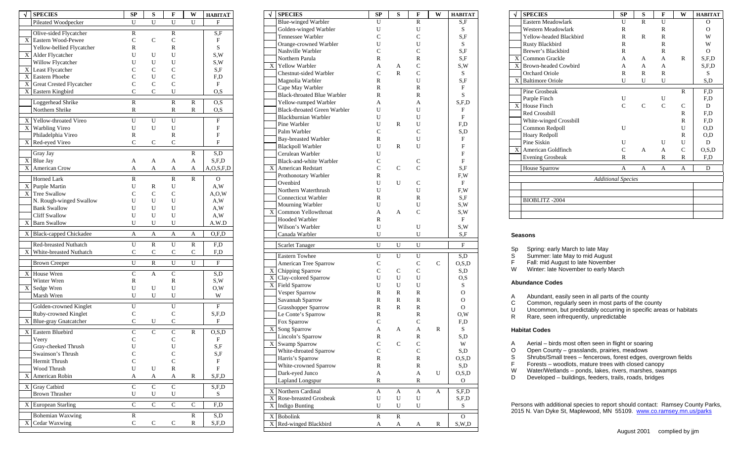| √ | SPECIES | SP | S | F | W | HABITAT |
|---|---|---|---|---|---|---|
| | Pileated Woodpecker | U | U | U | U | F |
| | Olive-sided Flycatcher | R | | R | | S,F |
| X | Eastern Wood-Pewee | C | C | C | | F |
| | Yellow-bellied Flycatcher | R | | R | | S |
| X | Alder Flycatcher | U | U | U | | S,W |
| | Willow Flycatcher | U | U | U | | S,W |
| X | Least Flycatcher | C | C | C | | S,F |
| X | Eastern Phoebe | C | U | C | | F,D |
| X | Great Crested Flycatcher | C | C | C | | F |
| X | Eastern Kingbird | C | C | U | | O,S |
| | Loggerhead Shrike | R | | R | R | O,S |
| | Northern Shrike | R | | R | R | O,S |
| X | Yellow-throated Vireo | U | U | U | | F |
| X | Warbling Vireo | U | U | U | | F |
| | Philadelphia Vireo | R | | R | | F |
| X | Red-eyed Vireo | C | C | C | | F |
| | Gray Jay | | | | R | S,D |
| X | Blue Jay | A | A | A | A | S,F,D |
| X | American Crow | A | A | A | A | A,O,S,F,D |
| | Horned Lark | R | | R | R | O |
| X | Purple Martin | U | R | U | | A,W |
| X | Tree Swallow | C | C | C | | A,O,W |
| | N. Rough-winged Swallow | U | U | U | | A,W |
| | Bank Swallow | U | U | U | | A,W |
| | Cliff Swallow | U | U | U | | A,W |
| X | Barn Swallow | U | U | U | | A.W.D |
| X | Black-capped Chickadee | A | A | A | A | O,F,D |
| | Red-breasted Nuthatch | U | R | U | R | F,D |
| X | White-breasted Nuthatch | C | C | C | C | F,D |
| | Brown Creeper | U | R | U | U | F |
| X | House Wren | C | A | C | | S,D |
| | Winter Wren | R | | R | | S,W |
| X | Sedge Wren | U | U | U | | O,W |
| | Marsh Wren | U | U | U | | W |
| | Golden-crowned Kinglet | U | | U | | F |
| | Ruby-crowned Kinglet | C | | C | | S,F,D |
| X | Blue-gray Gnatcatcher | C | U | C | | F |
| X | Eastern Bluebird | C | C | C | R | O,S,D |
| | Veery | C | | C | | F |
| | Gray-cheeked Thrush | U | | U | | S,F |
| | Swainson's Thrush | C | | C | | S,F |
| | Hermit Thrush | C | | C | | F |
| | Wood Thrush | U | U | R | | F |
| X | American Robin | A | A | A | R | S,F,D |
| X | Gray Catbird | C | C | C | | S,F,D |
| | Brown Thrasher | U | U | U | | S |
| X | European Starling | C | C | C | C | F,D |
| | Bohemian Waxwing | R | | | R | S,D |
| X | Cedar Waxwing | C | C | C | R | S,F,D |

| √ | SPECIES | SP | S | F | W | HABITAT |
|---|---|---|---|---|---|---|
| | Blue-winged Warbler | U | | R | | S,F |
| | Golden-winged Warbler | U | | U | | S |
| | Tennessee Warbler | C | | C | | S,F |
| | Orange-crowned Warbler | U | | U | | S |
| | Nashville Warbler | C | | C | | S,F |
| | Northern Parula | R | | R | | S,F |
| X | Yellow Warbler | A | A | C | | S,W |
| | Chestnut-sided Warbler | C | R | C | | S |
| | Magnolia Warbler | R | | U | | S,F |
| | Cape May Warbler | R | | R | | F |
| | Black-throated Blue Warbler | R | | R | | S |
| | Yellow-rumped Warbler | A | | A | | S,F,D |
| | Black-throated Green Warbler | U | | U | | F |
| | Blackburnian Warbler | U | | U | | F |
| | Pine Warbler | U | R | U | | F,D |
| | Palm Warbler | C | | C | | S,D |
| | Bay-breasted Warbler | R | | U | | F |
| | Blackpoll Warbler | U | R | U | | F |
| | Cerulean Warbler | U | | | | F |
| | Black-and-white Warbler | C | | C | | F |
| X | American Redstart | C | C | C | | S,F |
| | Prothonotary Warbler | R | | | | F,W |
| | Ovenbird | U | U | C | | F |
| | Northern Waterthrush | U | | U | | F,W |
| | Connecticut Warbler | R | | R | | S,F |
| | Mourning Warbler | U | | U | | S,W |
| X | Common Yellowthroat | A | A | C | | S,W |
| | Hooded Warbler | R | | | | F |
| | Wilson's Warbler | U | | U | | S,W |
| | Canada Warbler | U | | U | | S,F |
| | Scarlet Tanager | U | U | U | | F |
| | Eastern Towhee | U | U | U | | S,D |
| | American Tree Sparrow | C | | C | C | O,S,D |
| X | Chipping Sparrow | C | C | C | | S,D |
| X | Clay-colored Sparrow | U | U | U | | O,S |
| X | Field Sparrow | U | U | U | | S |
| | Vesper Sparrow | R | R | R | | O |
| | Savannah Sparrow | R | R | R | | O |
| | Grasshopper Sparrow | R | R | R | | O |
| | Le Conte's Sparrow | R | | R | | O,W |
| | Fox Sparrow | C | | C | | F,D |
| X | Song Sparrow | A | A | A | R | S |
| | Lincoln's Sparrow | R | | R | | S,D |
| X | Swamp Sparrow | C | C | C | | W |
| | White-throated Sparrow | C | | C | | S,D |
| | Harris's Sparrow | R | | R | | O,S,D |
| | White-crowned Sparrow | R | | R | | S,D |
| | Dark-eyed Junco | A | | A | U | O,S,D |
| | Lapland Longspur | R | | R | | O |
| X | Northern Cardinal | A | A | A | A | S,F,D |
| X | Rose-breasted Grosbeak | U | U | U | | S,F,D |
| X | Indigo Bunting | U | U | U | | S |
| X | Bobolink | R | R | | | O |
| X | Red-winged Blackbird | A | A | A | R | S,W,D |

| √ | SPECIES | SP | S | F | W | HABITAT |
|---|---|---|---|---|---|---|
| | Eastern Meadowlark | U | R | U | | O |
| | Western Meadowlark | R | | R | | O |
| | Yellow-headed Blackbird | R | R | R | | W |
| | Rusty Blackbird | R | | R | | W |
| | Brewer's Blackbird | R | | R | | O |
| X | Common Grackle | A | A | A | R | S,F,D |
| X | Brown-headed Cowbird | A | A | A | | S,F,D |
| | Orchard Oriole | R | R | R | | S |
| X | Baltimore Oriole | U | U | U | | S,D |
| | Pine Grosbeak | | | | R | F,D |
| | Purple Finch | U | | U | | F,D |
| X | House Finch | C | C | C | C | D |
| | Red Crossbill | | | | R | F,D |
| | White-winged Crossbill | | | | R | F,D |
| | Common Redpoll | U | | | U | O,D |
| | Hoary Redpoll | | | | R | O,D |
| | Pine Siskin | U | | U | U | D |
| X | American Goldfinch | C | A | A | C | O,S,D |
| | Evening Grosbeak | R | | R | R | F,D |
| | House Sparrow | A | A | A | A | D |
| | *Additional Species* | | | | | |
| | | | | | | |
| | BIOBLITZ -2004 | | | | | |
| | | | | | | |
| | | | | | | |

**Seasons**

- Sp — Spring: early March to late May
- S — Summer: late May to mid August
- F — Fall: mid August to late November
- W — Winter: late November to early March

**Abundance Codes**

- A — Abundant, easily seen in all parts of the county
- C — Common, regularly seen in most parts of the county
- U — Uncommon, but predictably occurring in specific areas or habitats
- R — Rare, seen infrequently, unpredictable

**Habitat Codes**

- A — Aerial – birds most often seen in flight or soaring
- O — Open County – grasslands, prairies, meadows
- S — Shrubs/Small trees – fencerows, forest edges, overgrown fields
- F — Forests – woodlots, mature trees with closed canopy
- W — Water/Wetlands – ponds, lakes, rivers, marshes, swamps
- D — Developed – buildings, feeders, trails, roads, bridges

Persons with additional species to report should contact: Ramsey County Parks, 2015 N. Van Dyke St, Maplewood, MN 55109. www.co.ramsey.mn.us/parks

August 2001 complied by jjm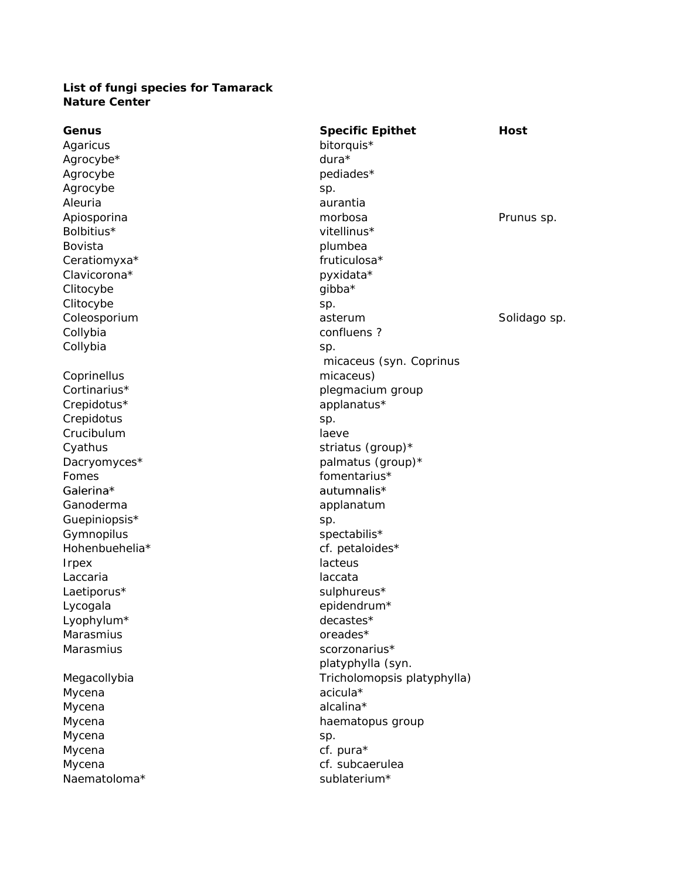**List of fungi species for Tamarack Nature Center**

| Genus | Specific Epithet | Host |
|---|---|---|
| Agaricus | bitorquis* | |
| Agrocybe* | dura* | |
| Agrocybe | pediades* | |
| Agrocybe | sp. | |
| Aleuria | aurantia | |
| Apiosporina | morbosa | Prunus sp. |
| Bolbitius* | vitellinus* | |
| Bovista | plumbea | |
| Ceratiomyxa* | fruticulosa* | |
| Clavicorona* | pyxidata* | |
| Clitocybe | gibba* | |
| Clitocybe | sp. | |
| Coleosporium | asterum | Solidago sp. |
| Collybia | confluens ? | |
| Collybia | sp. | |
| Coprinellus | micaceus (syn. Coprinus micaceus) | |
| Cortinarius* | plegmacium group | |
| Crepidotus* | applanatus* | |
| Crepidotus | sp. | |
| Crucibulum | laeve | |
| Cyathus | striatus (group)* | |
| Dacryomyces* | palmatus (group)* | |
| Fomes | fomentarius* | |
| Galerina* | autumnalis* | |
| Ganoderma | applanatum | |
| Guepiniopsis* | sp. | |
| Gymnopilus | spectabilis* | |
| Hohenbuehelia* | cf. petaloides* | |
| Irpex | lacteus | |
| Laccaria | laccata | |
| Laetiporus* | sulphureus* | |
| Lycogala | epidendrum* | |
| Lyophylum* | decastes* | |
| Marasmius | oreades* | |
| Marasmius | scorzonarius* | |
| Megacollybia | platyphylla (syn. Tricholomopsis platyphylla) | |
| Mycena | acicula* | |
| Mycena | alcalina* | |
| Mycena | haematopus group | |
| Mycena | sp. | |
| Mycena | cf. pura* | |
| Mycena | cf. subcaerulea | |
| Naematoloma* | sublaterium* | |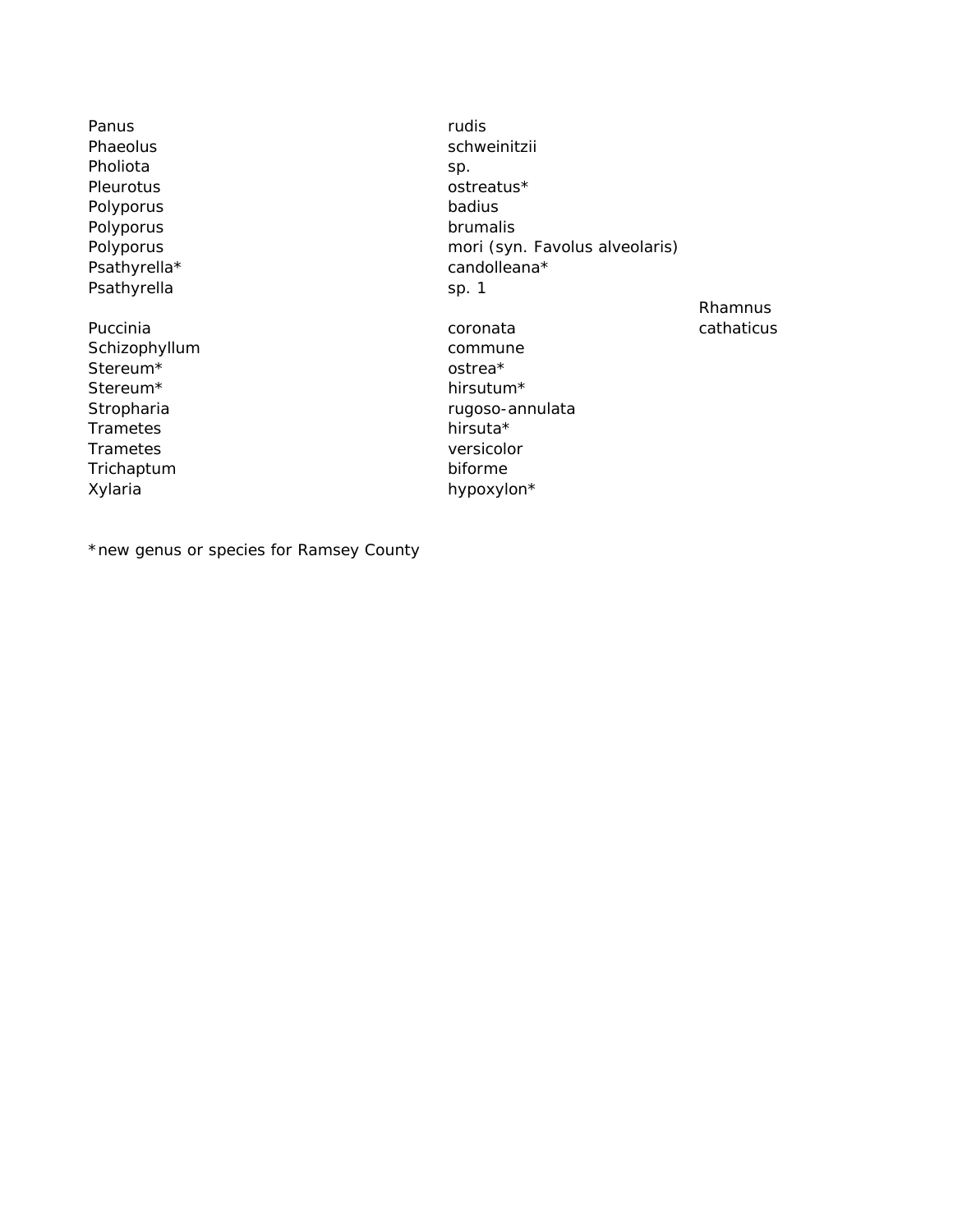| | | |
|---|---|---|
| Panus | rudis | |
| Phaeolus | schweinitzii | |
| Pholiota | sp. | |
| Pleurotus | ostreatus* | |
| Polyporus | badius | |
| Polyporus | brumalis | |
| Polyporus | mori (syn. Favolus alveolaris) | |
| Psathyrella* | candolleana* | |
| Psathyrella | sp. 1 | |
| Puccinia | coronata | Rhamnus cathaticus |
| Schizophyllum | commune | |
| Stereum* | ostrea* | |
| Stereum* | hirsutum* | |
| Stropharia | rugoso-annulata | |
| Trametes | hirsuta* | |
| Trametes | versicolor | |
| Trichaptum | biforme | |
| Xylaria | hypoxylon* | |

*new genus or species for Ramsey County